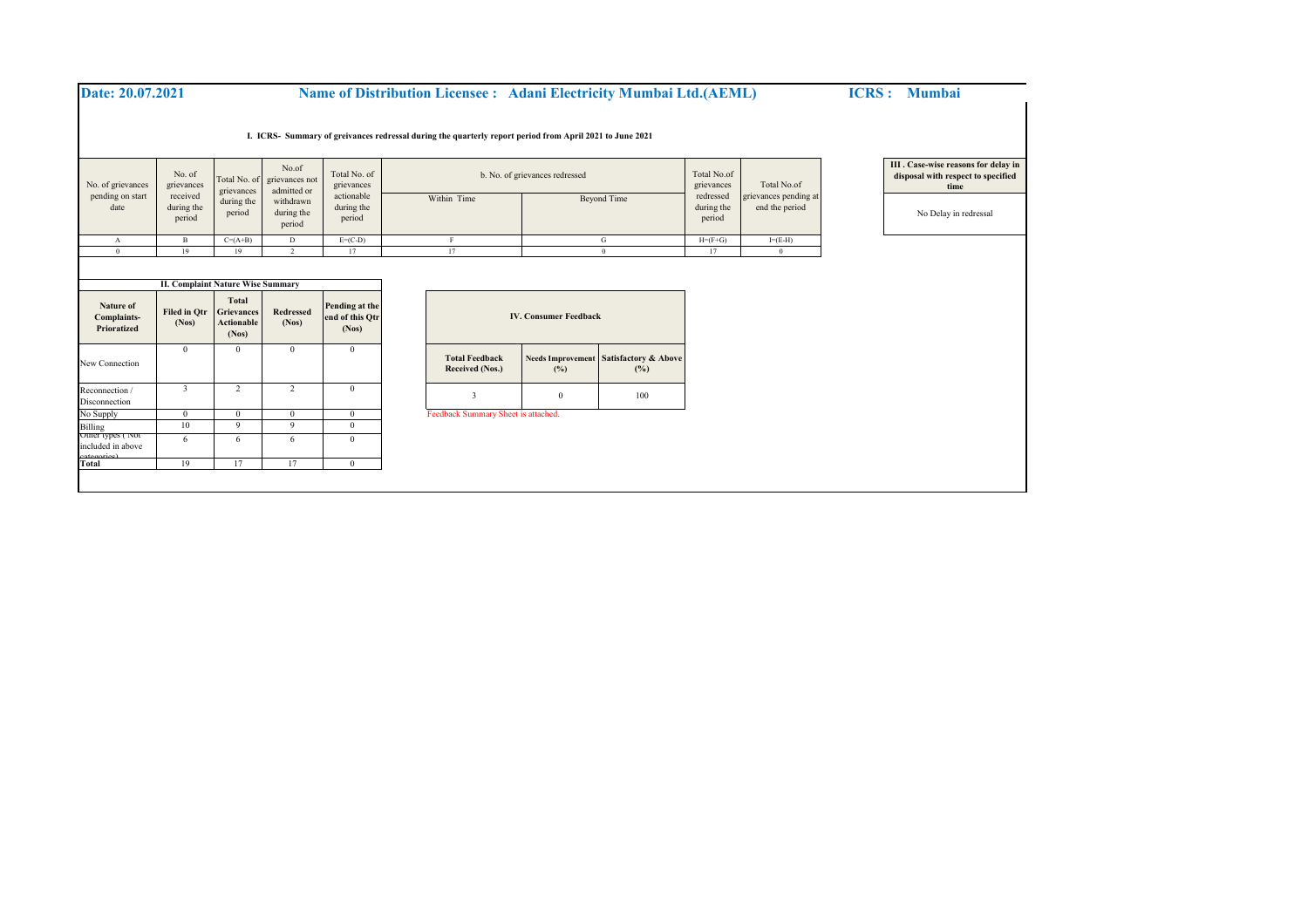**Date: 20.07.2021** **Name of Distribution Licensee : Adani Electricity Mumbai Ltd.(AEML)** **ICRS : Mumbai**

**I. ICRS- Summary of greivances redressal during the quarterly report period from April 2021 to June 2021**

| No. of grievances pending on start date | No. of grievances received during the period | Total No. of grievances during the period | No.of grievances not admitted or withdrawn during the period | Total No. of grievances actionable during the period | b. No. of grievances redressed | | Total No.of grievances redressed during the period | Total No.of grievances pending at end the period |
|---|---|---|---|---|---|---|---|---|
| | | | | | Within Time | Beyond Time | | |
| A | B | C=(A+B) | D | E=(C-D) | F | G | H=(F+G) | I=(E-H) |
| 0 | 19 | 19 | 2 | 17 | 17 | 0 | 17 | 0 |

**III . Case-wise reasons for delay in disposal with respect to specified time**

No Delay in redressal

**II. Complaint Nature Wise Summary**

| Nature of Complaints-Prioratized | Filed in Qtr (Nos) | Total Grievances Actionable (Nos) | Redressed (Nos) | Pending at the end of this Qtr (Nos) |
|---|---|---|---|---|
| New Connection | 0 | 0 | 0 | 0 |
| Reconnection / Disconnection | 3 | 2 | 2 | 0 |
| No Supply | 0 | 0 | 0 | 0 |
| Billing | 10 | 9 | 9 | 0 |
| Other types ( Not included in above categories) | 6 | 6 | 6 | 0 |
| **Total** | 19 | 17 | 17 | 0 |

**IV. Consumer Feedback**

| Total Feedback Received (Nos.) | Needs Improvement (%) | Satisfactory & Above (%) |
|---|---|---|
| 3 | 0 | 100 |

Feedback Summary Sheet is attached.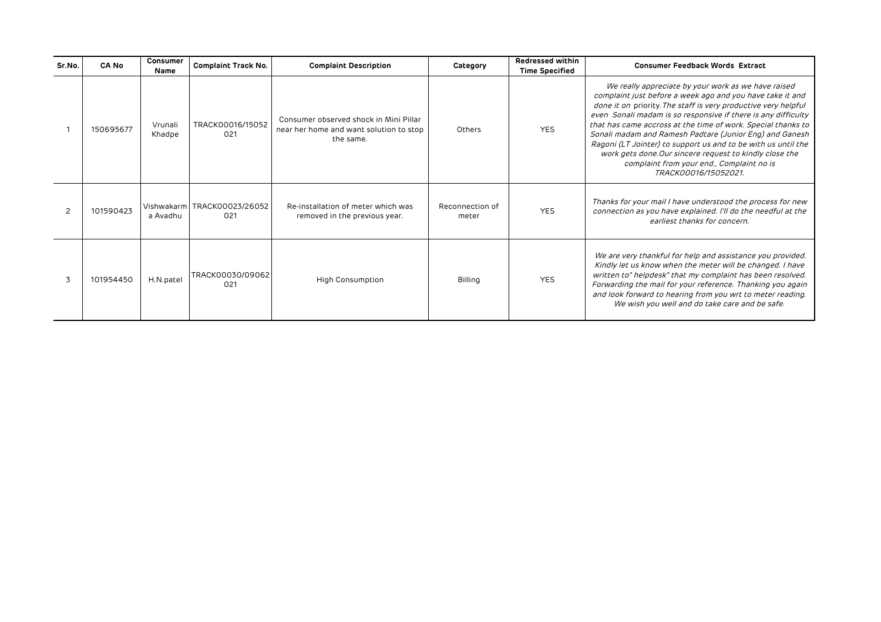| Sr.No. | CA No | Consumer Name | Complaint Track No. | Complaint Description | Category | Redressed within Time Specified | Consumer Feedback Words Extract |
|---|---|---|---|---|---|---|---|
| 1 | 150695677 | Vrunali Khadpe | TRACK00016/15052021 | Consumer observed shock in Mini Pillar near her home and want solution to stop the same. | Others | YES | *We really appreciate by your work as we have raised complaint just before a week ago and you have take it and done it on priority.The staff is very productive very helpful even Sonali madam is so responsive if there is any difficulty that has came accross at the time of work. Special thanks to Sonali madam and Ramesh Padtare (Junior Eng) and Ganesh Ragoni (LT Jointer) to support us and to be with us until the work gets done.Our sincere request to kindly close the complaint from your end., Complaint no is TRACK00016/15052021.* |
| 2 | 101590423 | Vishwakarma Avadhu | TRACK00023/26052021 | Re-installation of meter which was removed in the previous year. | Reconnection of meter | YES | *Thanks for your mail I have understood the process for new connection as you have explained. I'll do the needful at the earliest thanks for concern.* |
| 3 | 101954450 | H.N.patel | TRACK00030/09062021 | High Consumption | Billing | YES | *We are very thankful for help and assistance you provided. Kindly let us know when the meter will be changed. I have written to" helpdesk" that my complaint has been resolved. Forwarding the mail for your reference. Thanking you again and look forward to hearing from you wrt to meter reading. We wish you well and do take care and be safe.* |